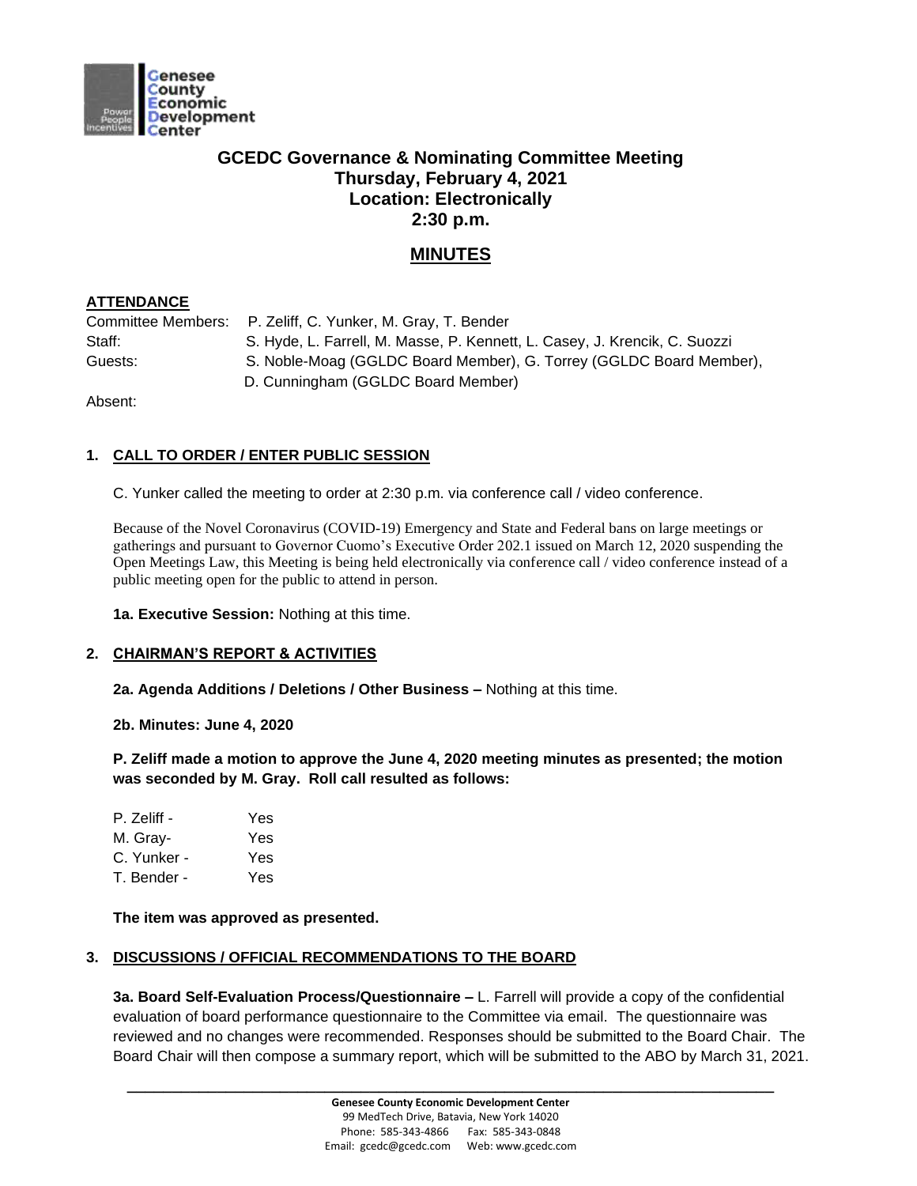# GCEDC Governance & Nominating Committee Meeting
## Thursday, February 4, 2021
## Location: Electronically
## 2:30 p.m.

## MINUTES

**ATTENDANCE**

Committee Members: P. Zeliff, C. Yunker, M. Gray, T. Bender
Staff: S. Hyde, L. Farrell, M. Masse, P. Kennett, L. Casey, J. Krencik, C. Suozzi
Guests: S. Noble-Moag (GGLDC Board Member), G. Torrey (GGLDC Board Member), D. Cunningham (GGLDC Board Member)
Absent:

**1. CALL TO ORDER / ENTER PUBLIC SESSION**

C. Yunker called the meeting to order at 2:30 p.m. via conference call / video conference.

Because of the Novel Coronavirus (COVID-19) Emergency and State and Federal bans on large meetings or gatherings and pursuant to Governor Cuomo's Executive Order 202.1 issued on March 12, 2020 suspending the Open Meetings Law, this Meeting is being held electronically via conference call / video conference instead of a public meeting open for the public to attend in person.

**1a. Executive Session:** Nothing at this time.

**2. CHAIRMAN'S REPORT & ACTIVITIES**

**2a. Agenda Additions / Deletions / Other Business –** Nothing at this time.

**2b. Minutes: June 4, 2020**

**P. Zeliff made a motion to approve the June 4, 2020 meeting minutes as presented; the motion was seconded by M. Gray. Roll call resulted as follows:**

P. Zeliff - Yes
M. Gray- Yes
C. Yunker - Yes
T. Bender - Yes

**The item was approved as presented.**

**3. DISCUSSIONS / OFFICIAL RECOMMENDATIONS TO THE BOARD**

**3a. Board Self-Evaluation Process/Questionnaire –** L. Farrell will provide a copy of the confidential evaluation of board performance questionnaire to the Committee via email. The questionnaire was reviewed and no changes were recommended. Responses should be submitted to the Board Chair. The Board Chair will then compose a summary report, which will be submitted to the ABO by March 31, 2021.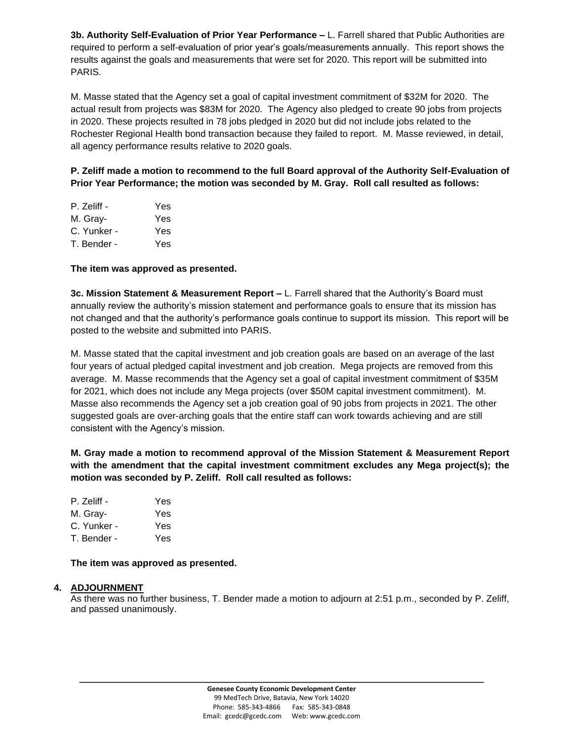**3b. Authority Self-Evaluation of Prior Year Performance –** L. Farrell shared that Public Authorities are required to perform a self-evaluation of prior year's goals/measurements annually. This report shows the results against the goals and measurements that were set for 2020. This report will be submitted into PARIS.

M. Masse stated that the Agency set a goal of capital investment commitment of $32M for 2020. The actual result from projects was $83M for 2020. The Agency also pledged to create 90 jobs from projects in 2020. These projects resulted in 78 jobs pledged in 2020 but did not include jobs related to the Rochester Regional Health bond transaction because they failed to report. M. Masse reviewed, in detail, all agency performance results relative to 2020 goals.

**P. Zeliff made a motion to recommend to the full Board approval of the Authority Self-Evaluation of Prior Year Performance; the motion was seconded by M. Gray. Roll call resulted as follows:**

| | |
|---|---|
| P. Zeliff - | Yes |
| M. Gray- | Yes |
| C. Yunker - | Yes |
| T. Bender - | Yes |

**The item was approved as presented.**

**3c. Mission Statement & Measurement Report –** L. Farrell shared that the Authority's Board must annually review the authority's mission statement and performance goals to ensure that its mission has not changed and that the authority's performance goals continue to support its mission. This report will be posted to the website and submitted into PARIS.

M. Masse stated that the capital investment and job creation goals are based on an average of the last four years of actual pledged capital investment and job creation. Mega projects are removed from this average. M. Masse recommends that the Agency set a goal of capital investment commitment of $35M for 2021, which does not include any Mega projects (over $50M capital investment commitment). M. Masse also recommends the Agency set a job creation goal of 90 jobs from projects in 2021. The other suggested goals are over-arching goals that the entire staff can work towards achieving and are still consistent with the Agency's mission.

**M. Gray made a motion to recommend approval of the Mission Statement & Measurement Report with the amendment that the capital investment commitment excludes any Mega project(s); the motion was seconded by P. Zeliff. Roll call resulted as follows:**

| | |
|---|---|
| P. Zeliff - | Yes |
| M. Gray- | Yes |
| C. Yunker - | Yes |
| T. Bender - | Yes |

**The item was approved as presented.**

**4. ADJOURNMENT**

As there was no further business, T. Bender made a motion to adjourn at 2:51 p.m., seconded by P. Zeliff, and passed unanimously.

**Genesee County Economic Development Center**
99 MedTech Drive, Batavia, New York 14020
Phone: 585-343-4866 Fax: 585-343-0848
Email: gcedc@gcedc.com Web: www.gcedc.com